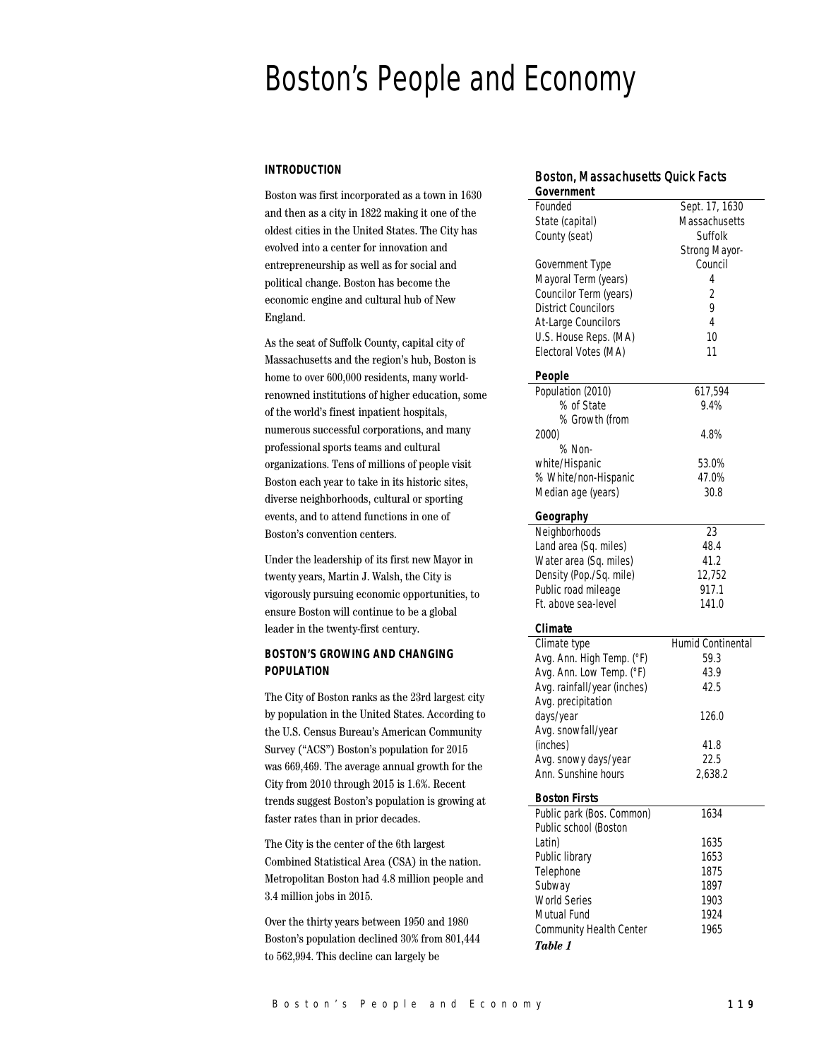# Boston's People and Economy

## INTRODUCTION

Boston was first incorporated as a town in 1630 and then as a city in 1822 making it one of the oldest cities in the United States. The City has evolved into a center for innovation and entrepreneurship as well as for social and political change. Boston has become the economic engine and cultural hub of New England.

As the seat of Suffolk County, capital city of Massachusetts and the region's hub, Boston is home to over 600,000 residents, many world-renowned institutions of higher education, some of the world's finest inpatient hospitals, numerous successful corporations, and many professional sports teams and cultural organizations. Tens of millions of people visit Boston each year to take in its historic sites, diverse neighborhoods, cultural or sporting events, and to attend functions in one of Boston's convention centers.

Under the leadership of its first new Mayor in twenty years, Martin J. Walsh, the City is vigorously pursuing economic opportunities, to ensure Boston will continue to be a global leader in the twenty-first century.

## BOSTON'S GROWING AND CHANGING POPULATION

The City of Boston ranks as the 23rd largest city by population in the United States. According to the U.S. Census Bureau's American Community Survey ("ACS") Boston's population for 2015 was 669,469. The average annual growth for the City from 2010 through 2015 is 1.6%. Recent trends suggest Boston's population is growing at faster rates than in prior decades.

The City is the center of the 6th largest Combined Statistical Area (CSA) in the nation. Metropolitan Boston had 4.8 million people and 3.4 million jobs in 2015.

Over the thirty years between 1950 and 1980 Boston's population declined 30% from 801,444 to 562,994. This decline can largely be

### Boston, Massachusetts Quick Facts

| **Government** | |
|---|---|
| Founded | Sept. 17, 1630 |
| State (capital) | Massachusetts |
| County (seat) | Suffolk |
| Government Type | Strong Mayor-Council |
| Mayoral Term (years) | 4 |
| Councilor Term (years) | 2 |
| District Councilors | 9 |
| At-Large Councilors | 4 |
| U.S. House Reps. (MA) | 10 |
| Electoral Votes (MA) | 11 |
| **People** | |
| Population (2010) | 617,594 |
| % of State | 9.4% |
| % Growth (from 2000) | 4.8% |
| % Non-white/Hispanic | 53.0% |
| % White/non-Hispanic | 47.0% |
| Median age (years) | 30.8 |
| **Geography** | |
| Neighborhoods | 23 |
| Land area (Sq. miles) | 48.4 |
| Water area (Sq. miles) | 41.2 |
| Density (Pop./Sq. mile) | 12,752 |
| Public road mileage | 917.1 |
| Ft. above sea-level | 141.0 |
| **Climate** | |
| Climate type | Humid Continental |
| Avg. Ann. High Temp. (°F) | 59.3 |
| Avg. Ann. Low Temp. (°F) | 43.9 |
| Avg. rainfall/year (inches) | 42.5 |
| Avg. precipitation days/year | 126.0 |
| Avg. snowfall/year (inches) | 41.8 |
| Avg. snowy days/year | 22.5 |
| Ann. Sunshine hours | 2,638.2 |
| **Boston Firsts** | |
| Public park (Bos. Common) | 1634 |
| Public school (Boston Latin) | 1635 |
| Public library | 1653 |
| Telephone | 1875 |
| Subway | 1897 |
| World Series | 1903 |
| Mutual Fund | 1924 |
| Community Health Center | 1965 |

***Table 1***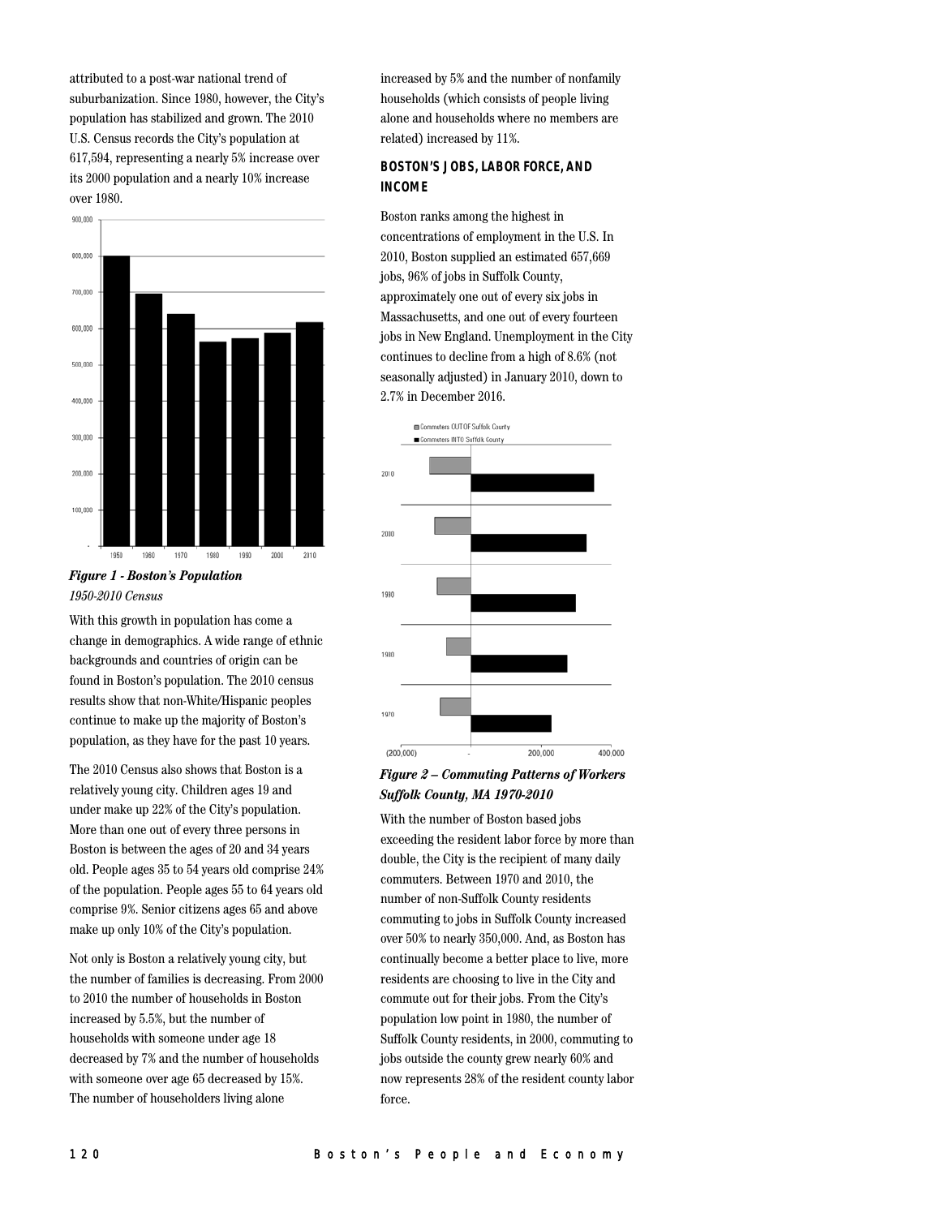attributed to a post-war national trend of suburbanization. Since 1980, however, the City's population has stabilized and grown. The 2010 U.S. Census records the City's population at 617,594, representing a nearly 5% increase over its 2000 population and a nearly 10% increase over 1980.

*Figure 1 - Boston's Population*
*1950-2010 Census*

With this growth in population has come a change in demographics. A wide range of ethnic backgrounds and countries of origin can be found in Boston's population. The 2010 census results show that non-White/Hispanic peoples continue to make up the majority of Boston's population, as they have for the past 10 years.

The 2010 Census also shows that Boston is a relatively young city. Children ages 19 and under make up 22% of the City's population. More than one out of every three persons in Boston is between the ages of 20 and 34 years old. People ages 35 to 54 years old comprise 24% of the population. People ages 55 to 64 years old comprise 9%. Senior citizens ages 65 and above make up only 10% of the City's population.

Not only is Boston a relatively young city, but the number of families is decreasing. From 2000 to 2010 the number of households in Boston increased by 5.5%, but the number of households with someone under age 18 decreased by 7% and the number of households with someone over age 65 decreased by 15%. The number of householders living alone increased by 5% and the number of nonfamily households (which consists of people living alone and households where no members are related) increased by 11%.

### BOSTON'S JOBS, LABOR FORCE, AND INCOME

Boston ranks among the highest in concentrations of employment in the U.S. In 2010, Boston supplied an estimated 657,669 jobs, 96% of jobs in Suffolk County, approximately one out of every six jobs in Massachusetts, and one out of every fourteen jobs in New England. Unemployment in the City continues to decline from a high of 8.6% (not seasonally adjusted) in January 2010, down to 2.7% in December 2016.

*Figure 2 – Commuting Patterns of Workers Suffolk County, MA 1970-2010*

With the number of Boston based jobs exceeding the resident labor force by more than double, the City is the recipient of many daily commuters. Between 1970 and 2010, the number of non-Suffolk County residents commuting to jobs in Suffolk County increased over 50% to nearly 350,000. And, as Boston has continually become a better place to live, more residents are choosing to live in the City and commute out for their jobs. From the City's population low point in 1980, the number of Suffolk County residents, in 2000, commuting to jobs outside the county grew nearly 60% and now represents 28% of the resident county labor force.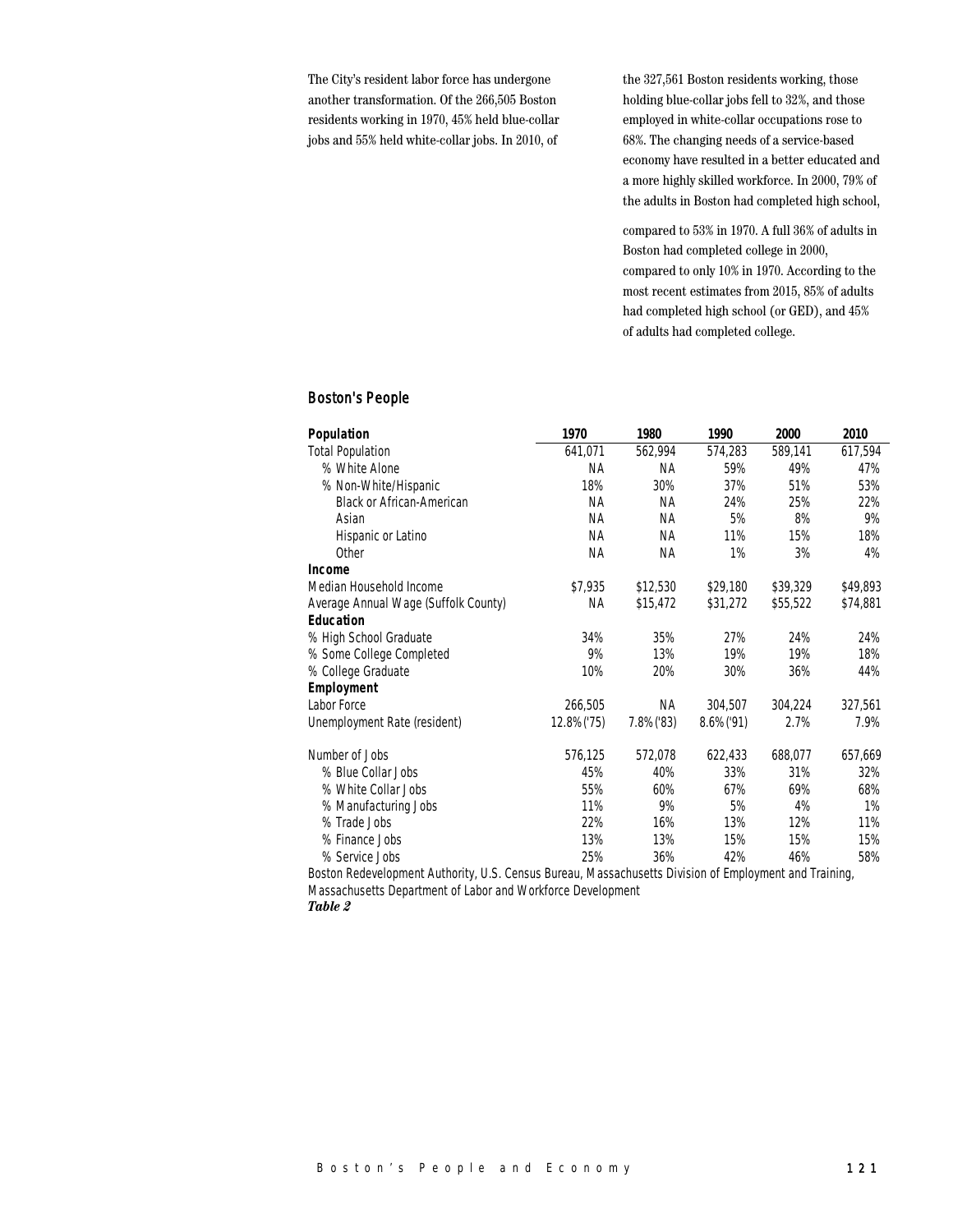The City's resident labor force has undergone another transformation. Of the 266,505 Boston residents working in 1970, 45% held blue-collar jobs and 55% held white-collar jobs. In 2010, of the 327,561 Boston residents working, those holding blue-collar jobs fell to 32%, and those employed in white-collar occupations rose to 68%. The changing needs of a service-based economy have resulted in a better educated and a more highly skilled workforce. In 2000, 79% of the adults in Boston had completed high school, compared to 53% in 1970. A full 36% of adults in Boston had completed college in 2000, compared to only 10% in 1970. According to the most recent estimates from 2015, 85% of adults had completed high school (or GED), and 45% of adults had completed college.

## Boston's People

| **Population** | **1970** | **1980** | **1990** | **2000** | **2010** |
|---|---|---|---|---|---|
| Total Population | 641,071 | 562,994 | 574,283 | 589,141 | 617,594 |
| % White Alone | NA | NA | 59% | 49% | 47% |
| % Non-White/Hispanic | 18% | 30% | 37% | 51% | 53% |
| Black or African-American | NA | NA | 24% | 25% | 22% |
| Asian | NA | NA | 5% | 8% | 9% |
| Hispanic or Latino | NA | NA | 11% | 15% | 18% |
| Other | NA | NA | 1% | 3% | 4% |
| **Income** | | | | | |
| Median Household Income | $7,935 | $12,530 | $29,180 | $39,329 | $49,893 |
| Average Annual Wage (Suffolk County) | NA | $15,472 | $31,272 | $55,522 | $74,881 |
| **Education** | | | | | |
| % High School Graduate | 34% | 35% | 27% | 24% | 24% |
| % Some College Completed | 9% | 13% | 19% | 19% | 18% |
| % College Graduate | 10% | 20% | 30% | 36% | 44% |
| **Employment** | | | | | |
| Labor Force | 266,505 | NA | 304,507 | 304,224 | 327,561 |
| Unemployment Rate (resident) | 12.8% ('75) | 7.8% ('83) | 8.6% ('91) | 2.7% | 7.9% |
| Number of Jobs | 576,125 | 572,078 | 622,433 | 688,077 | 657,669 |
| % Blue Collar Jobs | 45% | 40% | 33% | 31% | 32% |
| % White Collar Jobs | 55% | 60% | 67% | 69% | 68% |
| % Manufacturing Jobs | 11% | 9% | 5% | 4% | 1% |
| % Trade Jobs | 22% | 16% | 13% | 12% | 11% |
| % Finance Jobs | 13% | 13% | 15% | 15% | 15% |
| % Service Jobs | 25% | 36% | 42% | 46% | 58% |

Boston Redevelopment Authority, U.S. Census Bureau, Massachusetts Division of Employment and Training, Massachusetts Department of Labor and Workforce Development

***Table 2***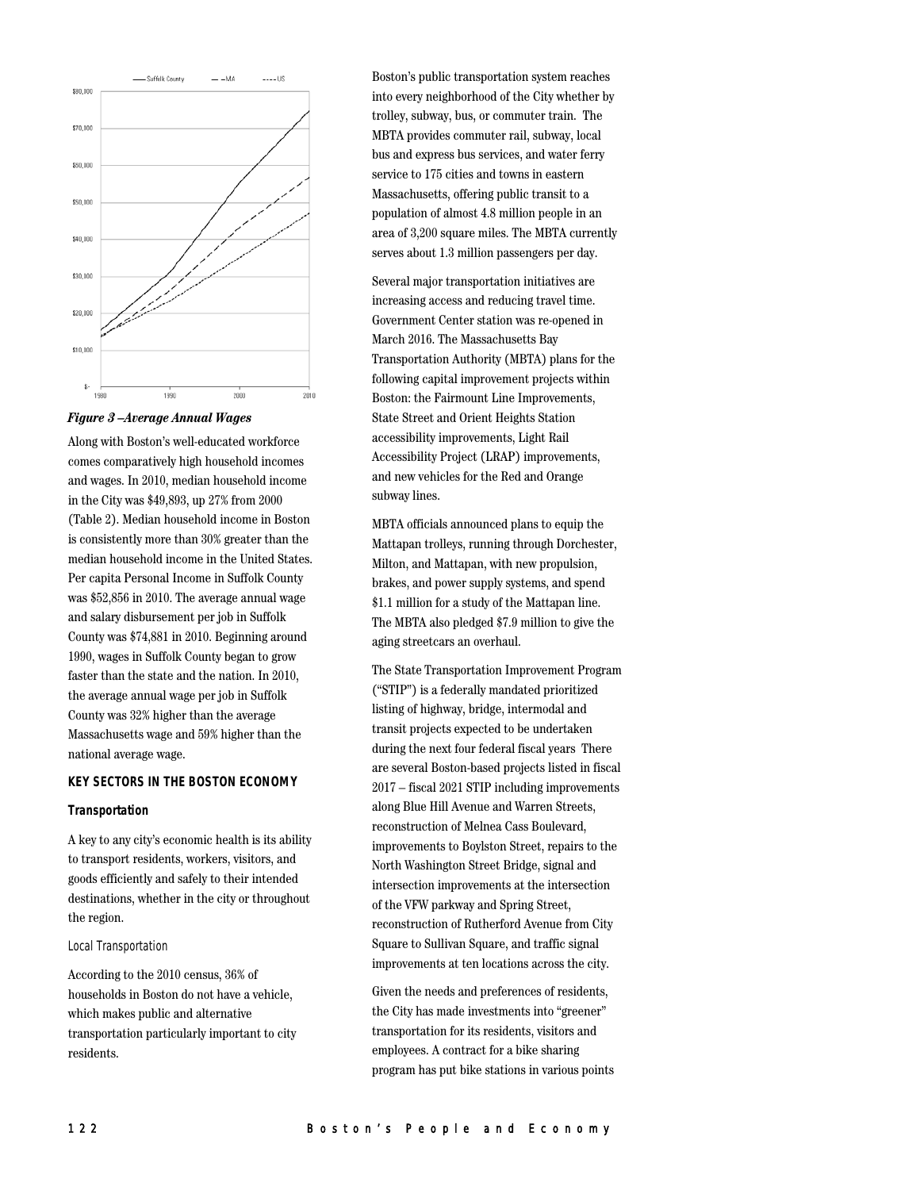*Figure 3 –Average Annual Wages*

Along with Boston's well-educated workforce comes comparatively high household incomes and wages. In 2010, median household income in the City was $49,893, up 27% from 2000 (Table 2). Median household income in Boston is consistently more than 30% greater than the median household income in the United States. Per capita Personal Income in Suffolk County was $52,856 in 2010. The average annual wage and salary disbursement per job in Suffolk County was $74,881 in 2010. Beginning around 1990, wages in Suffolk County began to grow faster than the state and the nation. In 2010, the average annual wage per job in Suffolk County was 32% higher than the average Massachusetts wage and 59% higher than the national average wage.

## KEY SECTORS IN THE BOSTON ECONOMY

### Transportation

A key to any city's economic health is its ability to transport residents, workers, visitors, and goods efficiently and safely to their intended destinations, whether in the city or throughout the region.

#### Local Transportation

According to the 2010 census, 36% of households in Boston do not have a vehicle, which makes public and alternative transportation particularly important to city residents.

Boston's public transportation system reaches into every neighborhood of the City whether by trolley, subway, bus, or commuter train. The MBTA provides commuter rail, subway, local bus and express bus services, and water ferry service to 175 cities and towns in eastern Massachusetts, offering public transit to a population of almost 4.8 million people in an area of 3,200 square miles. The MBTA currently serves about 1.3 million passengers per day.

Several major transportation initiatives are increasing access and reducing travel time. Government Center station was re-opened in March 2016. The Massachusetts Bay Transportation Authority (MBTA) plans for the following capital improvement projects within Boston: the Fairmount Line Improvements, State Street and Orient Heights Station accessibility improvements, Light Rail Accessibility Project (LRAP) improvements, and new vehicles for the Red and Orange subway lines.

MBTA officials announced plans to equip the Mattapan trolleys, running through Dorchester, Milton, and Mattapan, with new propulsion, brakes, and power supply systems, and spend $1.1 million for a study of the Mattapan line. The MBTA also pledged $7.9 million to give the aging streetcars an overhaul.

The State Transportation Improvement Program ("STIP") is a federally mandated prioritized listing of highway, bridge, intermodal and transit projects expected to be undertaken during the next four federal fiscal years There are several Boston-based projects listed in fiscal 2017 – fiscal 2021 STIP including improvements along Blue Hill Avenue and Warren Streets, reconstruction of Melnea Cass Boulevard, improvements to Boylston Street, repairs to the North Washington Street Bridge, signal and intersection improvements at the intersection of the VFW parkway and Spring Street, reconstruction of Rutherford Avenue from City Square to Sullivan Square, and traffic signal improvements at ten locations across the city.

Given the needs and preferences of residents, the City has made investments into "greener" transportation for its residents, visitors and employees. A contract for a bike sharing program has put bike stations in various points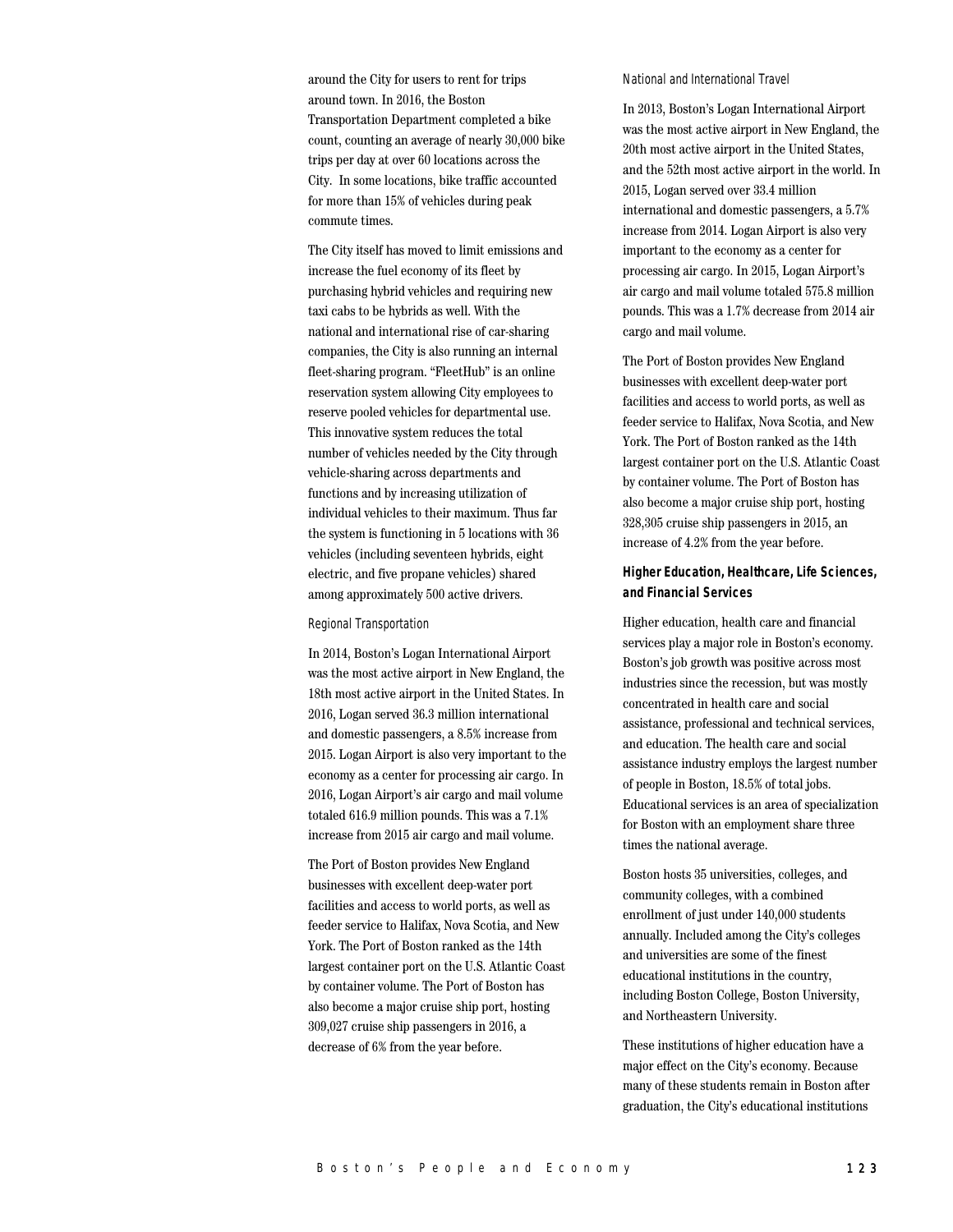around the City for users to rent for trips around town. In 2016, the Boston Transportation Department completed a bike count, counting an average of nearly 30,000 bike trips per day at over 60 locations across the City. In some locations, bike traffic accounted for more than 15% of vehicles during peak commute times.

The City itself has moved to limit emissions and increase the fuel economy of its fleet by purchasing hybrid vehicles and requiring new taxi cabs to be hybrids as well. With the national and international rise of car-sharing companies, the City is also running an internal fleet-sharing program. "FleetHub" is an online reservation system allowing City employees to reserve pooled vehicles for departmental use. This innovative system reduces the total number of vehicles needed by the City through vehicle-sharing across departments and functions and by increasing utilization of individual vehicles to their maximum. Thus far the system is functioning in 5 locations with 36 vehicles (including seventeen hybrids, eight electric, and five propane vehicles) shared among approximately 500 active drivers.

*Regional Transportation*

In 2014, Boston's Logan International Airport was the most active airport in New England, the 18th most active airport in the United States. In 2016, Logan served 36.3 million international and domestic passengers, a 8.5% increase from 2015. Logan Airport is also very important to the economy as a center for processing air cargo. In 2016, Logan Airport's air cargo and mail volume totaled 616.9 million pounds. This was a 7.1% increase from 2015 air cargo and mail volume.

The Port of Boston provides New England businesses with excellent deep-water port facilities and access to world ports, as well as feeder service to Halifax, Nova Scotia, and New York. The Port of Boston ranked as the 14th largest container port on the U.S. Atlantic Coast by container volume. The Port of Boston has also become a major cruise ship port, hosting 309,027 cruise ship passengers in 2016, a decrease of 6% from the year before.

*National and International Travel*

In 2013, Boston's Logan International Airport was the most active airport in New England, the 20th most active airport in the United States, and the 52th most active airport in the world. In 2015, Logan served over 33.4 million international and domestic passengers, a 5.7% increase from 2014. Logan Airport is also very important to the economy as a center for processing air cargo. In 2015, Logan Airport's air cargo and mail volume totaled 575.8 million pounds. This was a 1.7% decrease from 2014 air cargo and mail volume.

The Port of Boston provides New England businesses with excellent deep-water port facilities and access to world ports, as well as feeder service to Halifax, Nova Scotia, and New York. The Port of Boston ranked as the 14th largest container port on the U.S. Atlantic Coast by container volume. The Port of Boston has also become a major cruise ship port, hosting 328,305 cruise ship passengers in 2015, an increase of 4.2% from the year before.

### Higher Education, Healthcare, Life Sciences, and Financial Services

Higher education, health care and financial services play a major role in Boston's economy. Boston's job growth was positive across most industries since the recession, but was mostly concentrated in health care and social assistance, professional and technical services, and education. The health care and social assistance industry employs the largest number of people in Boston, 18.5% of total jobs. Educational services is an area of specialization for Boston with an employment share three times the national average.

Boston hosts 35 universities, colleges, and community colleges, with a combined enrollment of just under 140,000 students annually. Included among the City's colleges and universities are some of the finest educational institutions in the country, including Boston College, Boston University, and Northeastern University.

These institutions of higher education have a major effect on the City's economy. Because many of these students remain in Boston after graduation, the City's educational institutions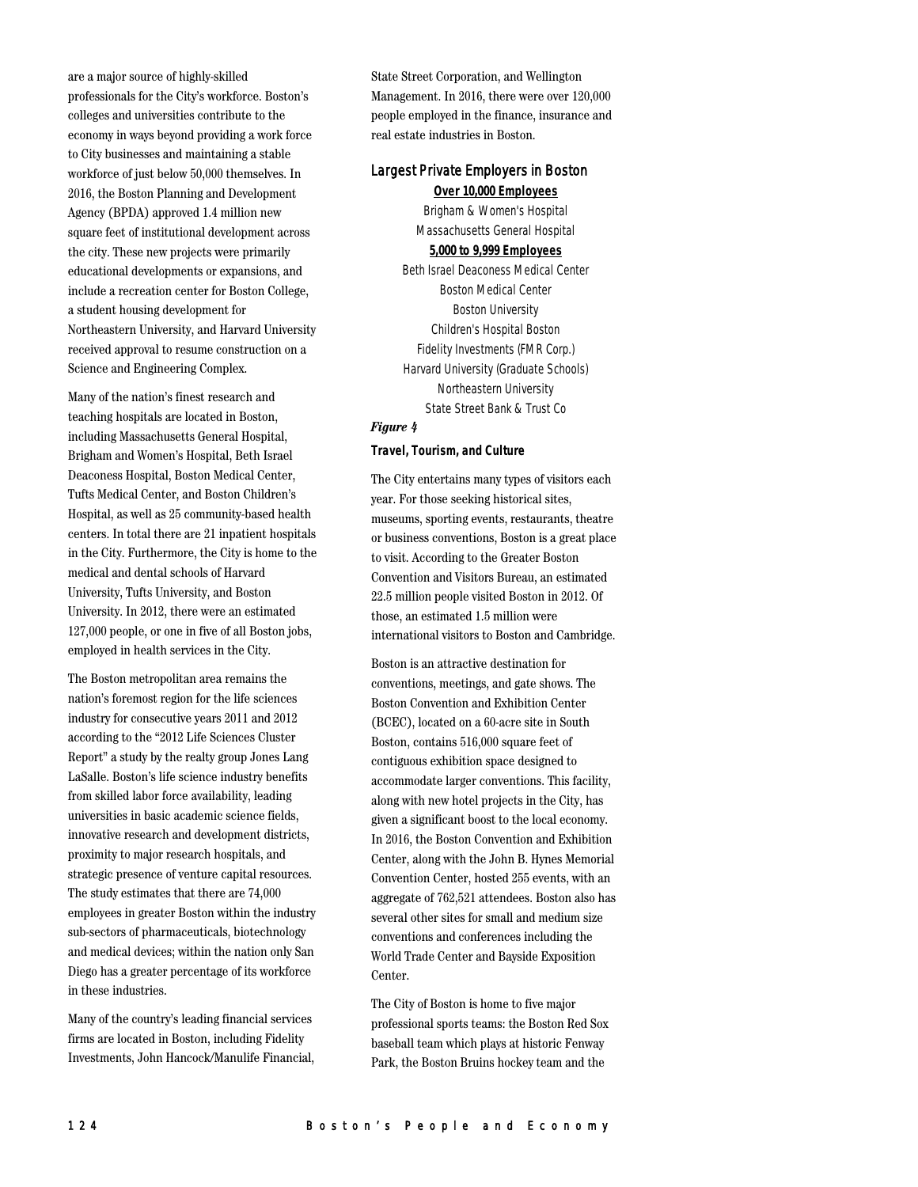are a major source of highly-skilled professionals for the City's workforce. Boston's colleges and universities contribute to the economy in ways beyond providing a work force to City businesses and maintaining a stable workforce of just below 50,000 themselves. In 2016, the Boston Planning and Development Agency (BPDA) approved 1.4 million new square feet of institutional development across the city. These new projects were primarily educational developments or expansions, and include a recreation center for Boston College, a student housing development for Northeastern University, and Harvard University received approval to resume construction on a Science and Engineering Complex.

Many of the nation's finest research and teaching hospitals are located in Boston, including Massachusetts General Hospital, Brigham and Women's Hospital, Beth Israel Deaconess Hospital, Boston Medical Center, Tufts Medical Center, and Boston Children's Hospital, as well as 25 community-based health centers. In total there are 21 inpatient hospitals in the City. Furthermore, the City is home to the medical and dental schools of Harvard University, Tufts University, and Boston University. In 2012, there were an estimated 127,000 people, or one in five of all Boston jobs, employed in health services in the City.

The Boston metropolitan area remains the nation's foremost region for the life sciences industry for consecutive years 2011 and 2012 according to the "2012 Life Sciences Cluster Report" a study by the realty group Jones Lang LaSalle. Boston's life science industry benefits from skilled labor force availability, leading universities in basic academic science fields, innovative research and development districts, proximity to major research hospitals, and strategic presence of venture capital resources. The study estimates that there are 74,000 employees in greater Boston within the industry sub-sectors of pharmaceuticals, biotechnology and medical devices; within the nation only San Diego has a greater percentage of its workforce in these industries.

Many of the country's leading financial services firms are located in Boston, including Fidelity Investments, John Hancock/Manulife Financial, State Street Corporation, and Wellington Management. In 2016, there were over 120,000 people employed in the finance, insurance and real estate industries in Boston.

### Largest Private Employers in Boston

**Over 10,000 Employees**

Brigham & Women's Hospital
Massachusetts General Hospital

**5,000 to 9,999 Employees**

Beth Israel Deaconess Medical Center
Boston Medical Center
Boston University
Children's Hospital Boston
Fidelity Investments (FMR Corp.)
Harvard University (Graduate Schools)
Northeastern University
State Street Bank & Trust Co

*Figure 4*

**Travel, Tourism, and Culture**

The City entertains many types of visitors each year. For those seeking historical sites, museums, sporting events, restaurants, theatre or business conventions, Boston is a great place to visit. According to the Greater Boston Convention and Visitors Bureau, an estimated 22.5 million people visited Boston in 2012. Of those, an estimated 1.5 million were international visitors to Boston and Cambridge.

Boston is an attractive destination for conventions, meetings, and gate shows. The Boston Convention and Exhibition Center (BCEC), located on a 60-acre site in South Boston, contains 516,000 square feet of contiguous exhibition space designed to accommodate larger conventions. This facility, along with new hotel projects in the City, has given a significant boost to the local economy. In 2016, the Boston Convention and Exhibition Center, along with the John B. Hynes Memorial Convention Center, hosted 255 events, with an aggregate of 762,521 attendees. Boston also has several other sites for small and medium size conventions and conferences including the World Trade Center and Bayside Exposition Center.

The City of Boston is home to five major professional sports teams: the Boston Red Sox baseball team which plays at historic Fenway Park, the Boston Bruins hockey team and the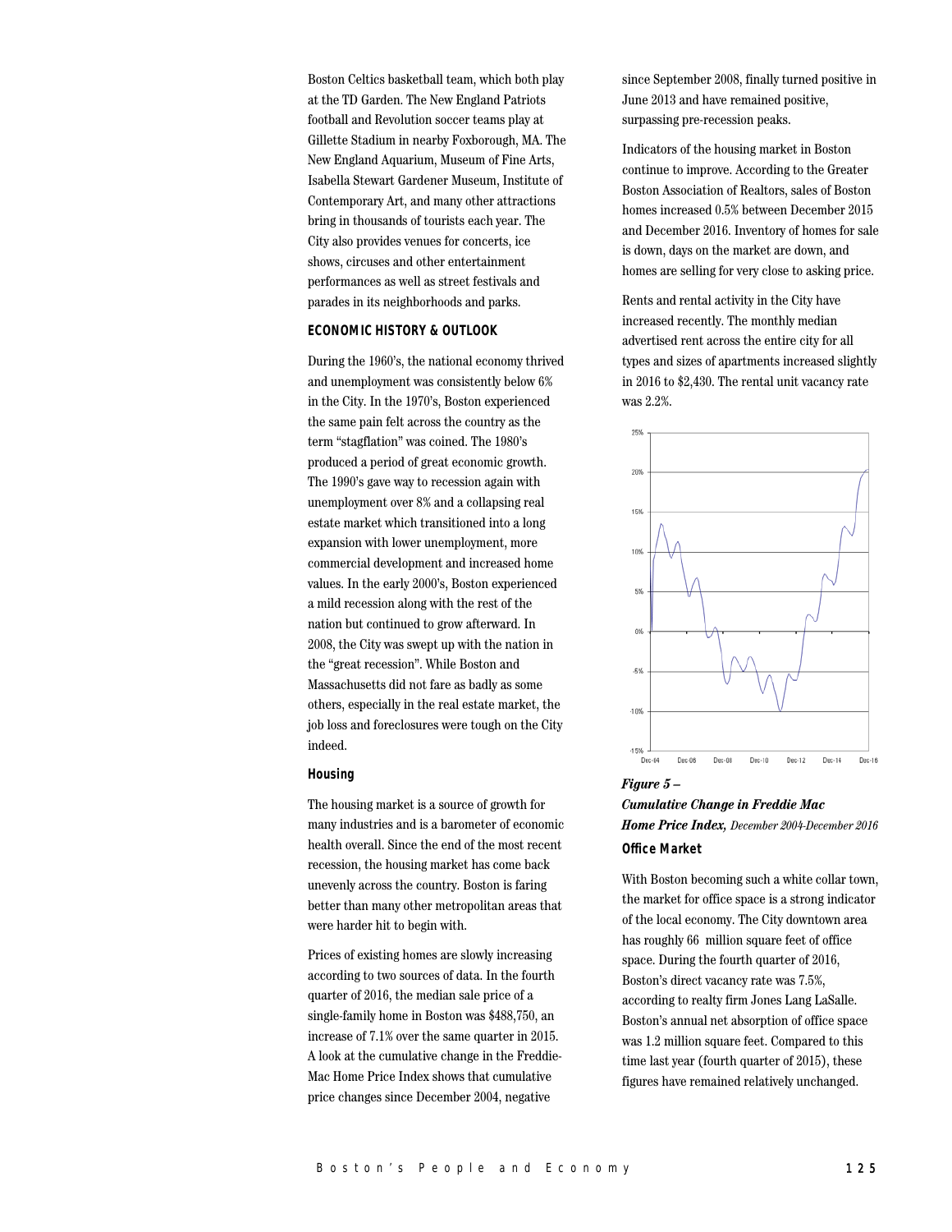Boston Celtics basketball team, which both play at the TD Garden. The New England Patriots football and Revolution soccer teams play at Gillette Stadium in nearby Foxborough, MA. The New England Aquarium, Museum of Fine Arts, Isabella Stewart Gardener Museum, Institute of Contemporary Art, and many other attractions bring in thousands of tourists each year. The City also provides venues for concerts, ice shows, circuses and other entertainment performances as well as street festivals and parades in its neighborhoods and parks.

### ECONOMIC HISTORY & OUTLOOK

During the 1960's, the national economy thrived and unemployment was consistently below 6% in the City. In the 1970's, Boston experienced the same pain felt across the country as the term "stagflation" was coined. The 1980's produced a period of great economic growth. The 1990's gave way to recession again with unemployment over 8% and a collapsing real estate market which transitioned into a long expansion with lower unemployment, more commercial development and increased home values. In the early 2000's, Boston experienced a mild recession along with the rest of the nation but continued to grow afterward. In 2008, the City was swept up with the nation in the "great recession". While Boston and Massachusetts did not fare as badly as some others, especially in the real estate market, the job loss and foreclosures were tough on the City indeed.

#### Housing

The housing market is a source of growth for many industries and is a barometer of economic health overall. Since the end of the most recent recession, the housing market has come back unevenly across the country. Boston is faring better than many other metropolitan areas that were harder hit to begin with.

Prices of existing homes are slowly increasing according to two sources of data. In the fourth quarter of 2016, the median sale price of a single-family home in Boston was $488,750, an increase of 7.1% over the same quarter in 2015. A look at the cumulative change in the Freddie-Mac Home Price Index shows that cumulative price changes since December 2004, negative since September 2008, finally turned positive in June 2013 and have remained positive, surpassing pre-recession peaks.

Indicators of the housing market in Boston continue to improve. According to the Greater Boston Association of Realtors, sales of Boston homes increased 0.5% between December 2015 and December 2016. Inventory of homes for sale is down, days on the market are down, and homes are selling for very close to asking price.

Rents and rental activity in the City have increased recently. The monthly median advertised rent across the entire city for all types and sizes of apartments increased slightly in 2016 to $2,430. The rental unit vacancy rate was 2.2%.

***Figure 5 – Cumulative Change in Freddie Mac Home Price Index,*** *December 2004-December 2016*

#### Office Market

With Boston becoming such a white collar town, the market for office space is a strong indicator of the local economy. The City downtown area has roughly 66 million square feet of office space. During the fourth quarter of 2016, Boston's direct vacancy rate was 7.5%, according to realty firm Jones Lang LaSalle. Boston's annual net absorption of office space was 1.2 million square feet. Compared to this time last year (fourth quarter of 2015), these figures have remained relatively unchanged.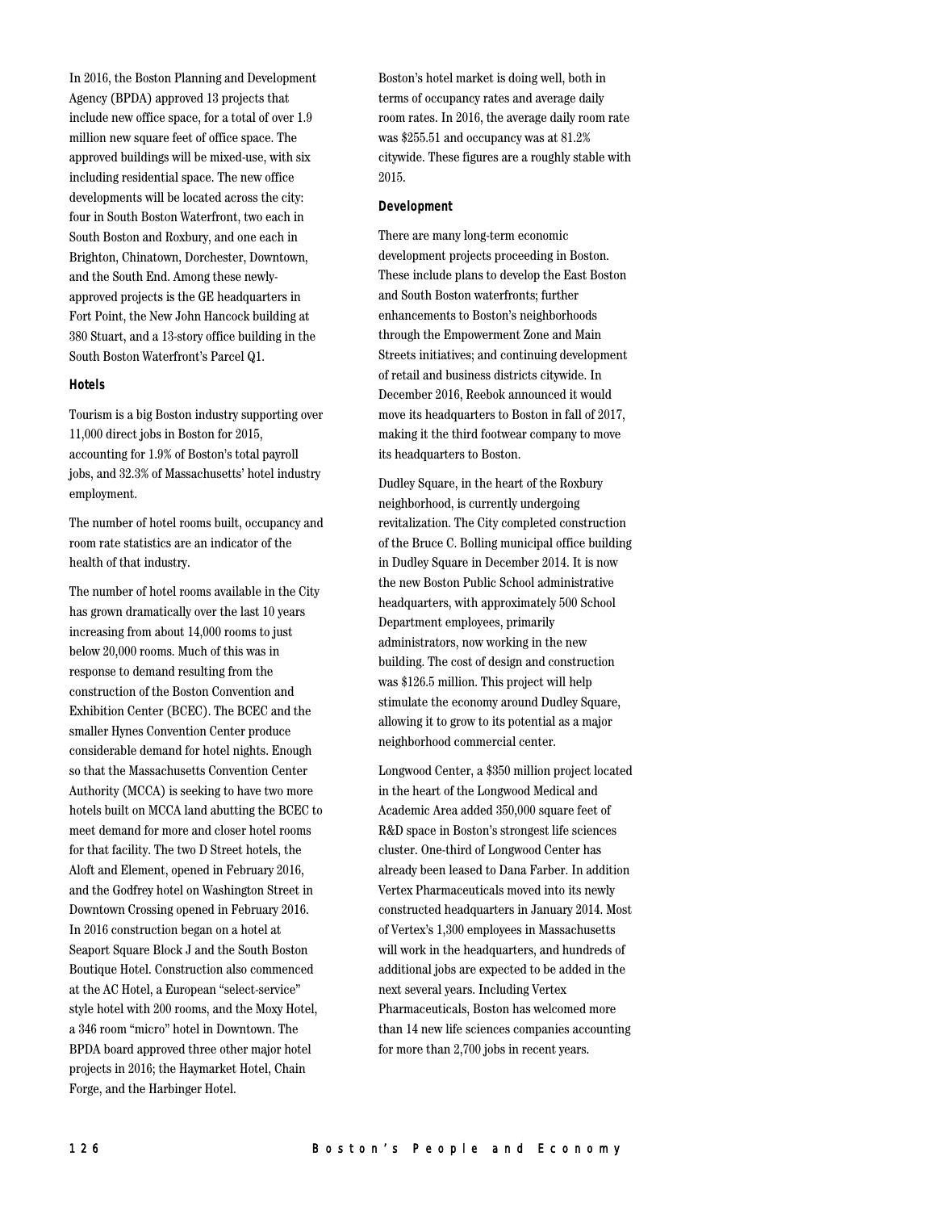In 2016, the Boston Planning and Development Agency (BPDA) approved 13 projects that include new office space, for a total of over 1.9 million new square feet of office space. The approved buildings will be mixed-use, with six including residential space. The new office developments will be located across the city: four in South Boston Waterfront, two each in South Boston and Roxbury, and one each in Brighton, Chinatown, Dorchester, Downtown, and the South End. Among these newly-approved projects is the GE headquarters in Fort Point, the New John Hancock building at 380 Stuart, and a 13-story office building in the South Boston Waterfront's Parcel Q1.

### Hotels

Tourism is a big Boston industry supporting over 11,000 direct jobs in Boston for 2015, accounting for 1.9% of Boston's total payroll jobs, and 32.3% of Massachusetts' hotel industry employment.

The number of hotel rooms built, occupancy and room rate statistics are an indicator of the health of that industry.

The number of hotel rooms available in the City has grown dramatically over the last 10 years increasing from about 14,000 rooms to just below 20,000 rooms. Much of this was in response to demand resulting from the construction of the Boston Convention and Exhibition Center (BCEC). The BCEC and the smaller Hynes Convention Center produce considerable demand for hotel nights. Enough so that the Massachusetts Convention Center Authority (MCCA) is seeking to have two more hotels built on MCCA land abutting the BCEC to meet demand for more and closer hotel rooms for that facility. The two D Street hotels, the Aloft and Element, opened in February 2016, and the Godfrey hotel on Washington Street in Downtown Crossing opened in February 2016. In 2016 construction began on a hotel at Seaport Square Block J and the South Boston Boutique Hotel. Construction also commenced at the AC Hotel, a European "select-service" style hotel with 200 rooms, and the Moxy Hotel, a 346 room "micro" hotel in Downtown. The BPDA board approved three other major hotel projects in 2016; the Haymarket Hotel, Chain Forge, and the Harbinger Hotel.

Boston's hotel market is doing well, both in terms of occupancy rates and average daily room rates. In 2016, the average daily room rate was $255.51 and occupancy was at 81.2% citywide. These figures are a roughly stable with 2015.

### Development

There are many long-term economic development projects proceeding in Boston. These include plans to develop the East Boston and South Boston waterfronts; further enhancements to Boston's neighborhoods through the Empowerment Zone and Main Streets initiatives; and continuing development of retail and business districts citywide. In December 2016, Reebok announced it would move its headquarters to Boston in fall of 2017, making it the third footwear company to move its headquarters to Boston.

Dudley Square, in the heart of the Roxbury neighborhood, is currently undergoing revitalization. The City completed construction of the Bruce C. Bolling municipal office building in Dudley Square in December 2014. It is now the new Boston Public School administrative headquarters, with approximately 500 School Department employees, primarily administrators, now working in the new building. The cost of design and construction was $126.5 million. This project will help stimulate the economy around Dudley Square, allowing it to grow to its potential as a major neighborhood commercial center.

Longwood Center, a $350 million project located in the heart of the Longwood Medical and Academic Area added 350,000 square feet of R&D space in Boston's strongest life sciences cluster. One-third of Longwood Center has already been leased to Dana Farber. In addition Vertex Pharmaceuticals moved into its newly constructed headquarters in January 2014. Most of Vertex's 1,300 employees in Massachusetts will work in the headquarters, and hundreds of additional jobs are expected to be added in the next several years. Including Vertex Pharmaceuticals, Boston has welcomed more than 14 new life sciences companies accounting for more than 2,700 jobs in recent years.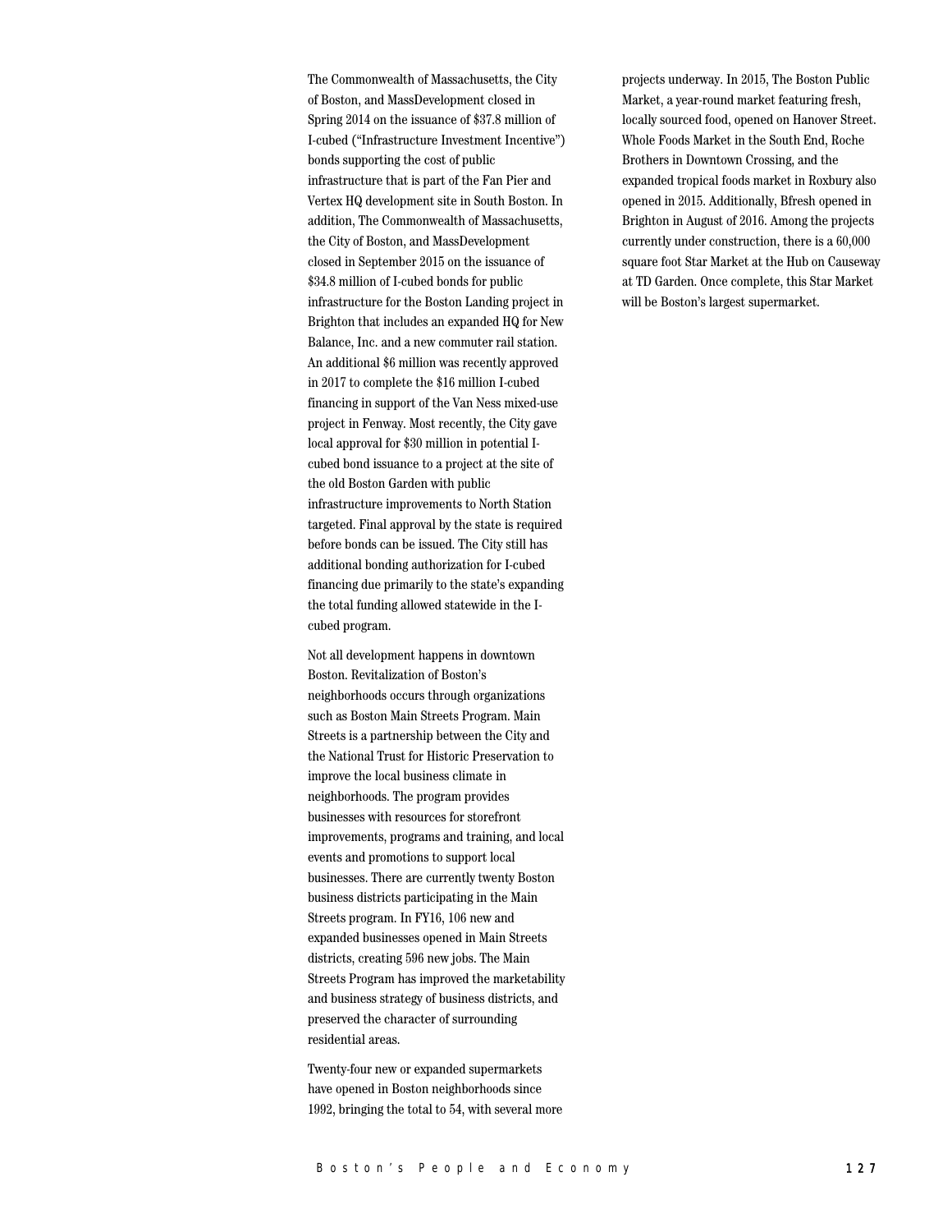The Commonwealth of Massachusetts, the City of Boston, and MassDevelopment closed in Spring 2014 on the issuance of $37.8 million of I-cubed ("Infrastructure Investment Incentive") bonds supporting the cost of public infrastructure that is part of the Fan Pier and Vertex HQ development site in South Boston. In addition, The Commonwealth of Massachusetts, the City of Boston, and MassDevelopment closed in September 2015 on the issuance of $34.8 million of I-cubed bonds for public infrastructure for the Boston Landing project in Brighton that includes an expanded HQ for New Balance, Inc. and a new commuter rail station. An additional $6 million was recently approved in 2017 to complete the $16 million I-cubed financing in support of the Van Ness mixed-use project in Fenway. Most recently, the City gave local approval for $30 million in potential I-cubed bond issuance to a project at the site of the old Boston Garden with public infrastructure improvements to North Station targeted. Final approval by the state is required before bonds can be issued. The City still has additional bonding authorization for I-cubed financing due primarily to the state's expanding the total funding allowed statewide in the I-cubed program.

Not all development happens in downtown Boston. Revitalization of Boston's neighborhoods occurs through organizations such as Boston Main Streets Program. Main Streets is a partnership between the City and the National Trust for Historic Preservation to improve the local business climate in neighborhoods. The program provides businesses with resources for storefront improvements, programs and training, and local events and promotions to support local businesses. There are currently twenty Boston business districts participating in the Main Streets program. In FY16, 106 new and expanded businesses opened in Main Streets districts, creating 596 new jobs. The Main Streets Program has improved the marketability and business strategy of business districts, and preserved the character of surrounding residential areas.

Twenty-four new or expanded supermarkets have opened in Boston neighborhoods since 1992, bringing the total to 54, with several more projects underway. In 2015, The Boston Public Market, a year-round market featuring fresh, locally sourced food, opened on Hanover Street. Whole Foods Market in the South End, Roche Brothers in Downtown Crossing, and the expanded tropical foods market in Roxbury also opened in 2015. Additionally, Bfresh opened in Brighton in August of 2016. Among the projects currently under construction, there is a 60,000 square foot Star Market at the Hub on Causeway at TD Garden. Once complete, this Star Market will be Boston's largest supermarket.